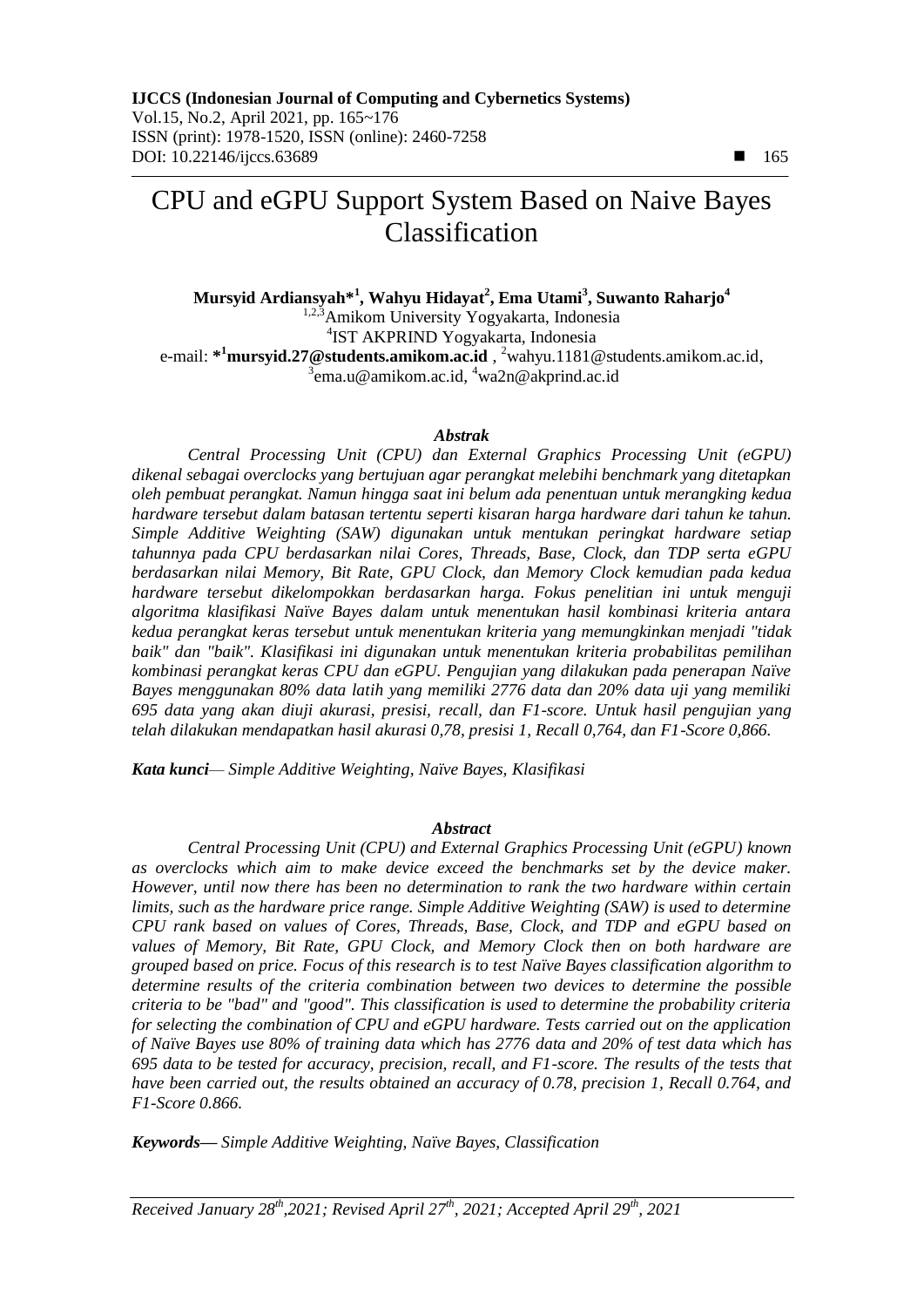# CPU and eGPU Support System Based on Naive Bayes Classification

**Mursyid Ardiansyah*[1], Wahyu Hidayat[2], Ema Utami[3], Suwanto Raharjo[4]**

[1,2,3]Amikom University Yogyakarta, Indonesia

[4]IST AKPRIND Yogyakarta, Indonesia

e-mail: ***[1]mursyid.27@students.amikom.ac.id** , [2]wahyu.1181@students.amikom.ac.id, [3]ema.u@amikom.ac.id, [4]wa2n@akprind.ac.id

### *Abstrak*

*Central Processing Unit (CPU) dan External Graphics Processing Unit (eGPU) dikenal sebagai overclocks yang bertujuan agar perangkat melebihi benchmark yang ditetapkan oleh pembuat perangkat. Namun hingga saat ini belum ada penentuan untuk merangking kedua hardware tersebut dalam batasan tertentu seperti kisaran harga hardware dari tahun ke tahun. Simple Additive Weighting (SAW) digunakan untuk mentukan peringkat hardware setiap tahunnya pada CPU berdasarkan nilai Cores, Threads, Base, Clock, dan TDP serta eGPU berdasarkan nilai Memory, Bit Rate, GPU Clock, dan Memory Clock kemudian pada kedua hardware tersebut dikelompokkan berdasarkan harga. Fokus penelitian ini untuk menguji algoritma klasifikasi Naïve Bayes dalam untuk menentukan hasil kombinasi kriteria antara kedua perangkat keras tersebut untuk menentukan kriteria yang memungkinkan menjadi "tidak baik" dan "baik". Klasifikasi ini digunakan untuk menentukan kriteria probabilitas pemilihan kombinasi perangkat keras CPU dan eGPU. Pengujian yang dilakukan pada penerapan Naïve Bayes menggunakan 80% data latih yang memiliki 2776 data dan 20% data uji yang memiliki 695 data yang akan diuji akurasi, presisi, recall, dan F1-score. Untuk hasil pengujian yang telah dilakukan mendapatkan hasil akurasi 0,78, presisi 1, Recall 0,764, dan F1-Score 0,866.*

***Kata kunci****— Simple Additive Weighting, Naïve Bayes, Klasifikasi*

### *Abstract*

*Central Processing Unit (CPU) and External Graphics Processing Unit (eGPU) known as overclocks which aim to make device exceed the benchmarks set by the device maker. However, until now there has been no determination to rank the two hardware within certain limits, such as the hardware price range. Simple Additive Weighting (SAW) is used to determine CPU rank based on values of Cores, Threads, Base, Clock, and TDP and eGPU based on values of Memory, Bit Rate, GPU Clock, and Memory Clock then on both hardware are grouped based on price. Focus of this research is to test Naïve Bayes classification algorithm to determine results of the criteria combination between two devices to determine the possible criteria to be "bad" and "good". This classification is used to determine the probability criteria for selecting the combination of CPU and eGPU hardware. Tests carried out on the application of Naïve Bayes use 80% of training data which has 2776 data and 20% of test data which has 695 data to be tested for accuracy, precision, recall, and F1-score. The results of the tests that have been carried out, the results obtained an accuracy of 0.78, precision 1, Recall 0.764, and F1-Score 0.866.*

***Keywords****— Simple Additive Weighting, Naïve Bayes, Classification*

*Received January 28th,2021; Revised April 27th, 2021; Accepted April 29th, 2021*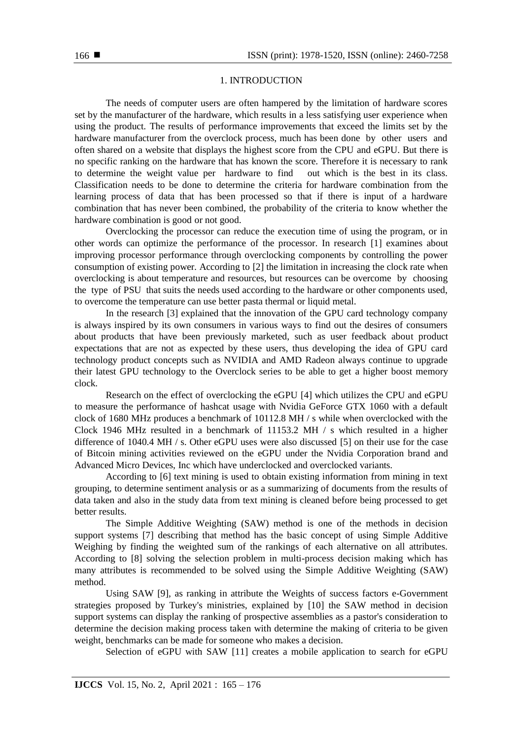## 1. INTRODUCTION

The needs of computer users are often hampered by the limitation of hardware scores set by the manufacturer of the hardware, which results in a less satisfying user experience when using the product. The results of performance improvements that exceed the limits set by the hardware manufacturer from the overclock process, much has been done by other users and often shared on a website that displays the highest score from the CPU and eGPU. But there is no specific ranking on the hardware that has known the score. Therefore it is necessary to rank to determine the weight value per hardware to find out which is the best in its class. Classification needs to be done to determine the criteria for hardware combination from the learning process of data that has been processed so that if there is input of a hardware combination that has never been combined, the probability of the criteria to know whether the hardware combination is good or not good.

Overclocking the processor can reduce the execution time of using the program, or in other words can optimize the performance of the processor. In research [1] examines about improving processor performance through overclocking components by controlling the power consumption of existing power. According to [2] the limitation in increasing the clock rate when overclocking is about temperature and resources, but resources can be overcome by choosing the type of PSU that suits the needs used according to the hardware or other components used, to overcome the temperature can use better pasta thermal or liquid metal.

In the research [3] explained that the innovation of the GPU card technology company is always inspired by its own consumers in various ways to find out the desires of consumers about products that have been previously marketed, such as user feedback about product expectations that are not as expected by these users, thus developing the idea of GPU card technology product concepts such as NVIDIA and AMD Radeon always continue to upgrade their latest GPU technology to the Overclock series to be able to get a higher boost memory clock.

Research on the effect of overclocking the eGPU [4] which utilizes the CPU and eGPU to measure the performance of hashcat usage with Nvidia GeForce GTX 1060 with a default clock of 1680 MHz produces a benchmark of 10112.8 MH / s while when overclocked with the Clock 1946 MHz resulted in a benchmark of 11153.2 MH / s which resulted in a higher difference of 1040.4 MH / s. Other eGPU uses were also discussed [5] on their use for the case of Bitcoin mining activities reviewed on the eGPU under the Nvidia Corporation brand and Advanced Micro Devices, Inc which have underclocked and overclocked variants.

According to [6] text mining is used to obtain existing information from mining in text grouping, to determine sentiment analysis or as a summarizing of documents from the results of data taken and also in the study data from text mining is cleaned before being processed to get better results.

The Simple Additive Weighting (SAW) method is one of the methods in decision support systems [7] describing that method has the basic concept of using Simple Additive Weighing by finding the weighted sum of the rankings of each alternative on all attributes. According to [8] solving the selection problem in multi-process decision making which has many attributes is recommended to be solved using the Simple Additive Weighting (SAW) method.

Using SAW [9], as ranking in attribute the Weights of success factors e-Government strategies proposed by Turkey's ministries, explained by [10] the SAW method in decision support systems can display the ranking of prospective assemblies as a pastor's consideration to determine the decision making process taken with determine the making of criteria to be given weight, benchmarks can be made for someone who makes a decision.

Selection of eGPU with SAW [11] creates a mobile application to search for eGPU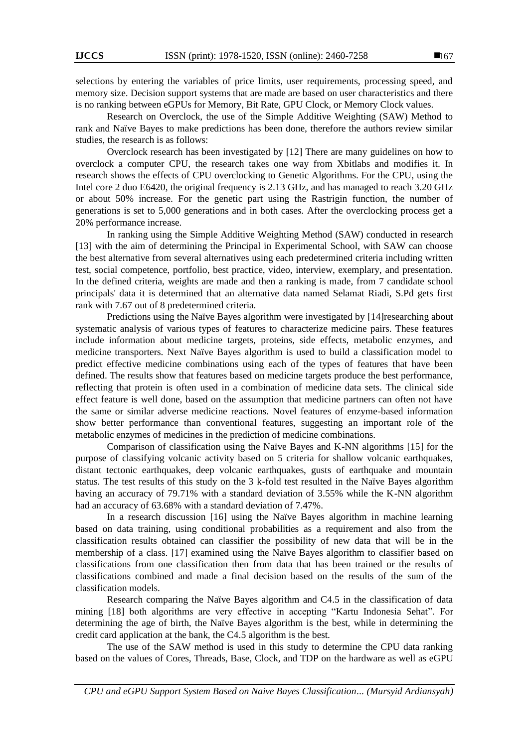selections by entering the variables of price limits, user requirements, processing speed, and memory size. Decision support systems that are made are based on user characteristics and there is no ranking between eGPUs for Memory, Bit Rate, GPU Clock, or Memory Clock values.

Research on Overclock, the use of the Simple Additive Weighting (SAW) Method to rank and Naïve Bayes to make predictions has been done, therefore the authors review similar studies, the research is as follows:

Overclock research has been investigated by [12] There are many guidelines on how to overclock a computer CPU, the research takes one way from Xbitlabs and modifies it. In research shows the effects of CPU overclocking to Genetic Algorithms. For the CPU, using the Intel core 2 duo E6420, the original frequency is 2.13 GHz, and has managed to reach 3.20 GHz or about 50% increase. For the genetic part using the Rastrigin function, the number of generations is set to 5,000 generations and in both cases. After the overclocking process get a 20% performance increase.

In ranking using the Simple Additive Weighting Method (SAW) conducted in research [13] with the aim of determining the Principal in Experimental School, with SAW can choose the best alternative from several alternatives using each predetermined criteria including written test, social competence, portfolio, best practice, video, interview, exemplary, and presentation. In the defined criteria, weights are made and then a ranking is made, from 7 candidate school principals' data it is determined that an alternative data named Selamat Riadi, S.Pd gets first rank with 7.67 out of 8 predetermined criteria.

Predictions using the Naïve Bayes algorithm were investigated by [14]researching about systematic analysis of various types of features to characterize medicine pairs. These features include information about medicine targets, proteins, side effects, metabolic enzymes, and medicine transporters. Next Naïve Bayes algorithm is used to build a classification model to predict effective medicine combinations using each of the types of features that have been defined. The results show that features based on medicine targets produce the best performance, reflecting that protein is often used in a combination of medicine data sets. The clinical side effect feature is well done, based on the assumption that medicine partners can often not have the same or similar adverse medicine reactions. Novel features of enzyme-based information show better performance than conventional features, suggesting an important role of the metabolic enzymes of medicines in the prediction of medicine combinations.

Comparison of classification using the Naïve Bayes and K-NN algorithms [15] for the purpose of classifying volcanic activity based on 5 criteria for shallow volcanic earthquakes, distant tectonic earthquakes, deep volcanic earthquakes, gusts of earthquake and mountain status. The test results of this study on the 3 k-fold test resulted in the Naïve Bayes algorithm having an accuracy of 79.71% with a standard deviation of 3.55% while the K-NN algorithm had an accuracy of 63.68% with a standard deviation of 7.47%.

In a research discussion [16] using the Naïve Bayes algorithm in machine learning based on data training, using conditional probabilities as a requirement and also from the classification results obtained can classifier the possibility of new data that will be in the membership of a class. [17] examined using the Naïve Bayes algorithm to classifier based on classifications from one classification then from data that has been trained or the results of classifications combined and made a final decision based on the results of the sum of the classification models.

Research comparing the Naïve Bayes algorithm and C4.5 in the classification of data mining [18] both algorithms are very effective in accepting "Kartu Indonesia Sehat". For determining the age of birth, the Naïve Bayes algorithm is the best, while in determining the credit card application at the bank, the C4.5 algorithm is the best.

The use of the SAW method is used in this study to determine the CPU data ranking based on the values of Cores, Threads, Base, Clock, and TDP on the hardware as well as eGPU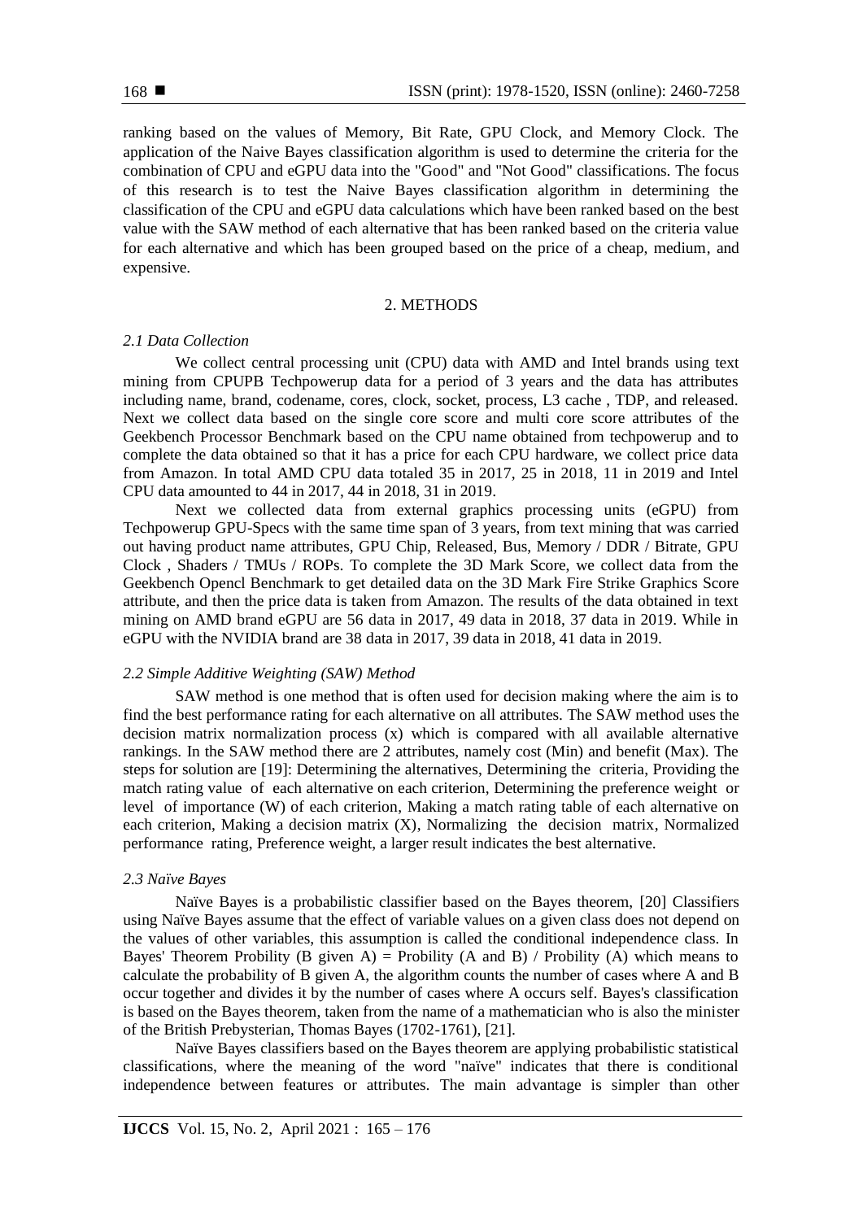ranking based on the values of Memory, Bit Rate, GPU Clock, and Memory Clock. The application of the Naive Bayes classification algorithm is used to determine the criteria for the combination of CPU and eGPU data into the "Good" and "Not Good" classifications. The focus of this research is to test the Naive Bayes classification algorithm in determining the classification of the CPU and eGPU data calculations which have been ranked based on the best value with the SAW method of each alternative that has been ranked based on the criteria value for each alternative and which has been grouped based on the price of a cheap, medium, and expensive.

## 2. METHODS

### *2.1 Data Collection*

We collect central processing unit (CPU) data with AMD and Intel brands using text mining from CPUPB Techpowerup data for a period of 3 years and the data has attributes including name, brand, codename, cores, clock, socket, process, L3 cache , TDP, and released. Next we collect data based on the single core score and multi core score attributes of the Geekbench Processor Benchmark based on the CPU name obtained from techpowerup and to complete the data obtained so that it has a price for each CPU hardware, we collect price data from Amazon. In total AMD CPU data totaled 35 in 2017, 25 in 2018, 11 in 2019 and Intel CPU data amounted to 44 in 2017, 44 in 2018, 31 in 2019.

Next we collected data from external graphics processing units (eGPU) from Techpowerup GPU-Specs with the same time span of 3 years, from text mining that was carried out having product name attributes, GPU Chip, Released, Bus, Memory / DDR / Bitrate, GPU Clock , Shaders / TMUs / ROPs. To complete the 3D Mark Score, we collect data from the Geekbench Opencl Benchmark to get detailed data on the 3D Mark Fire Strike Graphics Score attribute, and then the price data is taken from Amazon. The results of the data obtained in text mining on AMD brand eGPU are 56 data in 2017, 49 data in 2018, 37 data in 2019. While in eGPU with the NVIDIA brand are 38 data in 2017, 39 data in 2018, 41 data in 2019.

### *2.2 Simple Additive Weighting (SAW) Method*

SAW method is one method that is often used for decision making where the aim is to find the best performance rating for each alternative on all attributes. The SAW method uses the decision matrix normalization process (x) which is compared with all available alternative rankings. In the SAW method there are 2 attributes, namely cost (Min) and benefit (Max). The steps for solution are [19]: Determining the alternatives, Determining the criteria, Providing the match rating value of each alternative on each criterion, Determining the preference weight or level of importance (W) of each criterion, Making a match rating table of each alternative on each criterion, Making a decision matrix (X), Normalizing the decision matrix, Normalized performance rating, Preference weight, a larger result indicates the best alternative.

### *2.3 Naïve Bayes*

Naïve Bayes is a probabilistic classifier based on the Bayes theorem, [20] Classifiers using Naïve Bayes assume that the effect of variable values on a given class does not depend on the values of other variables, this assumption is called the conditional independence class. In Bayes' Theorem Probility (B given A) = Probility (A and B) / Probility (A) which means to calculate the probability of B given A, the algorithm counts the number of cases where A and B occur together and divides it by the number of cases where A occurs self. Bayes's classification is based on the Bayes theorem, taken from the name of a mathematician who is also the minister of the British Prebysterian, Thomas Bayes (1702-1761), [21].

Naïve Bayes classifiers based on the Bayes theorem are applying probabilistic statistical classifications, where the meaning of the word "naïve" indicates that there is conditional independence between features or attributes. The main advantage is simpler than other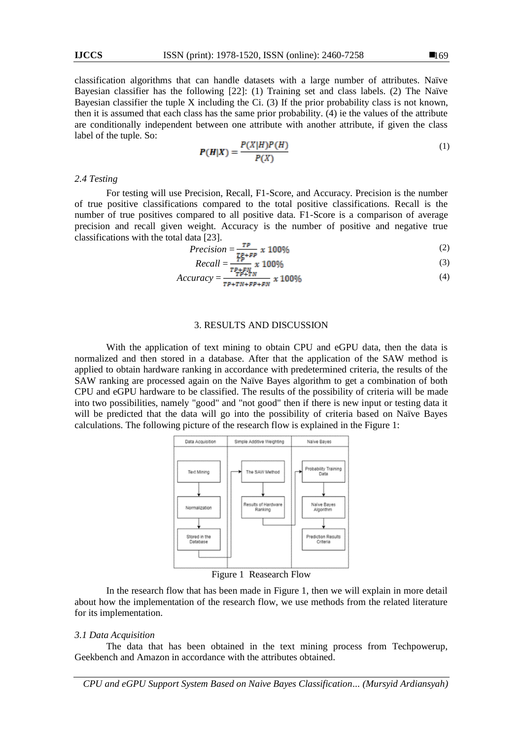classification algorithms that can handle datasets with a large number of attributes. Naïve Bayesian classifier has the following [22]: (1) Training set and class labels. (2) The Naïve Bayesian classifier the tuple X including the Ci. (3) If the prior probability class is not known, then it is assumed that each class has the same prior probability. (4) ie the values of the attribute are conditionally independent between one attribute with another attribute, if given the class label of the tuple. So:

$$P(H|X) = \frac{P(X|H)P(H)}{P(X)} \tag{1}$$

### *2.4 Testing*

For testing will use Precision, Recall, F1-Score, and Accuracy. Precision is the number of true positive classifications compared to the total positive classifications. Recall is the number of true positives compared to all positive data. F1-Score is a comparison of average precision and recall given weight. Accuracy is the number of positive and negative true classifications with the total data [23].

$$Precision = \frac{TP}{TP+FP} \times 100\% \tag{2}$$

$$Recall = \frac{TP}{TP+FN} \times 100\% \tag{3}$$

$$Accuracy = \frac{TP+TN}{TP+TN+FP+FN} \times 100\% \tag{4}$$

## 3. RESULTS AND DISCUSSION

With the application of text mining to obtain CPU and eGPU data, then the data is normalized and then stored in a database. After that the application of the SAW method is applied to obtain hardware ranking in accordance with predetermined criteria, the results of the SAW ranking are processed again on the Naïve Bayes algorithm to get a combination of both CPU and eGPU hardware to be classified. The results of the possibility of criteria will be made into two possibilities, namely "good" and "not good" then if there is new input or testing data it will be predicted that the data will go into the possibility of criteria based on Naïve Bayes calculations. The following picture of the research flow is explained in the Figure 1:

| Data Acquisition | Simple Additive Weighting | Naive Bayes |
|---|---|---|
| Text Mining | The SAW Method | Probability Training Data |
| Normalization | Results of Hardware Ranking | Naive Bayes Algorithm |
| Stored in the Database | | Prediction Results Criteria |

Figure 1 Reasearch Flow

In the research flow that has been made in Figure 1, then we will explain in more detail about how the implementation of the research flow, we use methods from the related literature for its implementation.

### *3.1 Data Acquisition*

The data that has been obtained in the text mining process from Techpowerup, Geekbench and Amazon in accordance with the attributes obtained.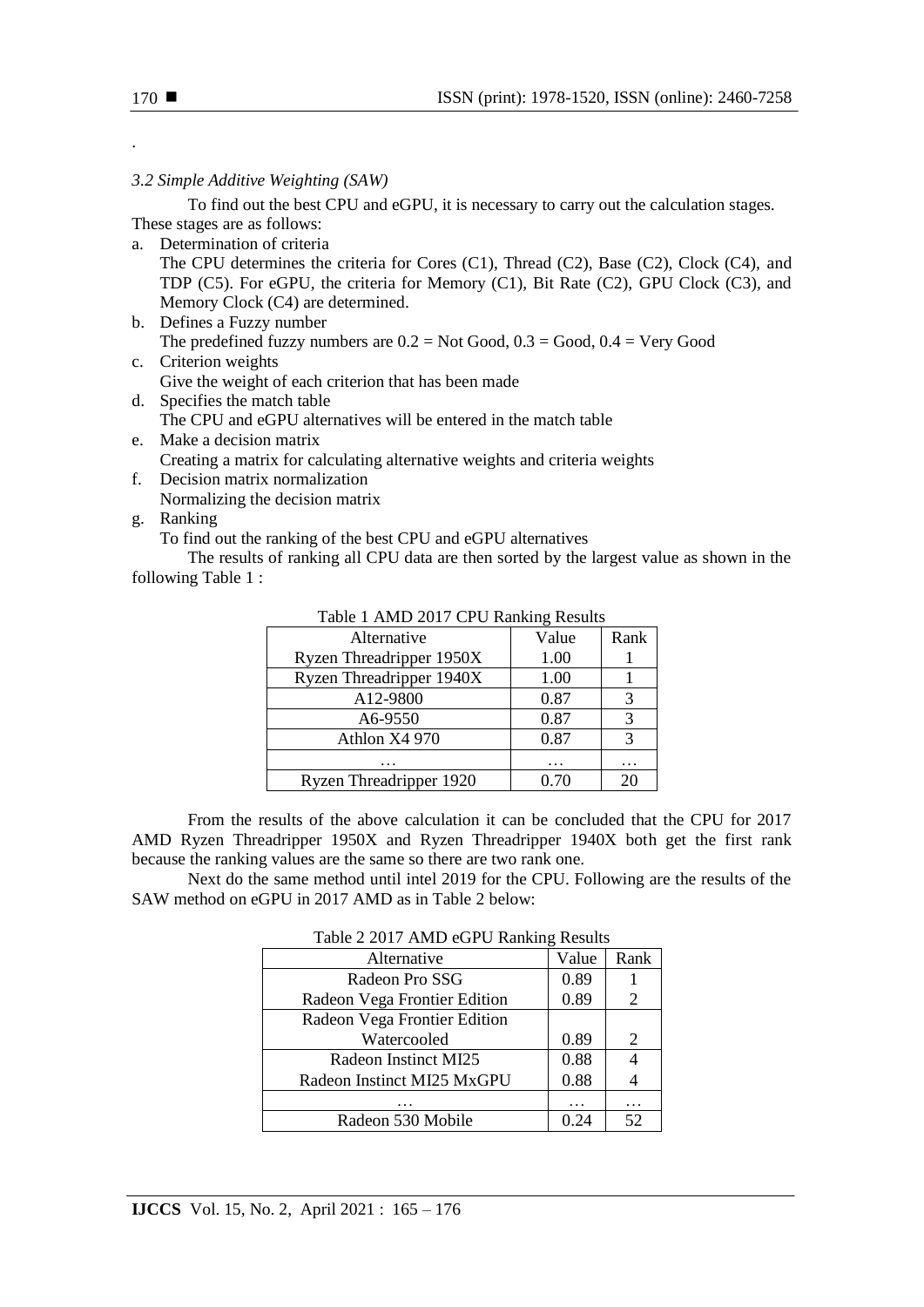.

### 3.2 Simple Additive Weighting (SAW)

To find out the best CPU and eGPU, it is necessary to carry out the calculation stages. These stages are as follows:

a. Determination of criteria
   The CPU determines the criteria for Cores (C1), Thread (C2), Base (C2), Clock (C4), and TDP (C5). For eGPU, the criteria for Memory (C1), Bit Rate (C2), GPU Clock (C3), and Memory Clock (C4) are determined.
b. Defines a Fuzzy number
   The predefined fuzzy numbers are 0.2 = Not Good, 0.3 = Good, 0.4 = Very Good
c. Criterion weights
   Give the weight of each criterion that has been made
d. Specifies the match table
   The CPU and eGPU alternatives will be entered in the match table
e. Make a decision matrix
   Creating a matrix for calculating alternative weights and criteria weights
f. Decision matrix normalization
   Normalizing the decision matrix
g. Ranking
   To find out the ranking of the best CPU and eGPU alternatives

The results of ranking all CPU data are then sorted by the largest value as shown in the following Table 1 :

Table 1 AMD 2017 CPU Ranking Results

| Alternative | Value | Rank |
|---|---|---|
| Ryzen Threadripper 1950X | 1.00 | 1 |
| Ryzen Threadripper 1940X | 1.00 | 1 |
| A12-9800 | 0.87 | 3 |
| A6-9550 | 0.87 | 3 |
| Athlon X4 970 | 0.87 | 3 |
| … | … | … |
| Ryzen Threadripper 1920 | 0.70 | 20 |

From the results of the above calculation it can be concluded that the CPU for 2017 AMD Ryzen Threadripper 1950X and Ryzen Threadripper 1940X both get the first rank because the ranking values are the same so there are two rank one.

Next do the same method until intel 2019 for the CPU. Following are the results of the SAW method on eGPU in 2017 AMD as in Table 2 below:

Table 2 2017 AMD eGPU Ranking Results

| Alternative | Value | Rank |
|---|---|---|
| Radeon Pro SSG | 0.89 | 1 |
| Radeon Vega Frontier Edition | 0.89 | 2 |
| Radeon Vega Frontier Edition Watercooled | 0.89 | 2 |
| Radeon Instinct MI25 | 0.88 | 4 |
| Radeon Instinct MI25 MxGPU | 0.88 | 4 |
| … | … | … |
| Radeon 530 Mobile | 0.24 | 52 |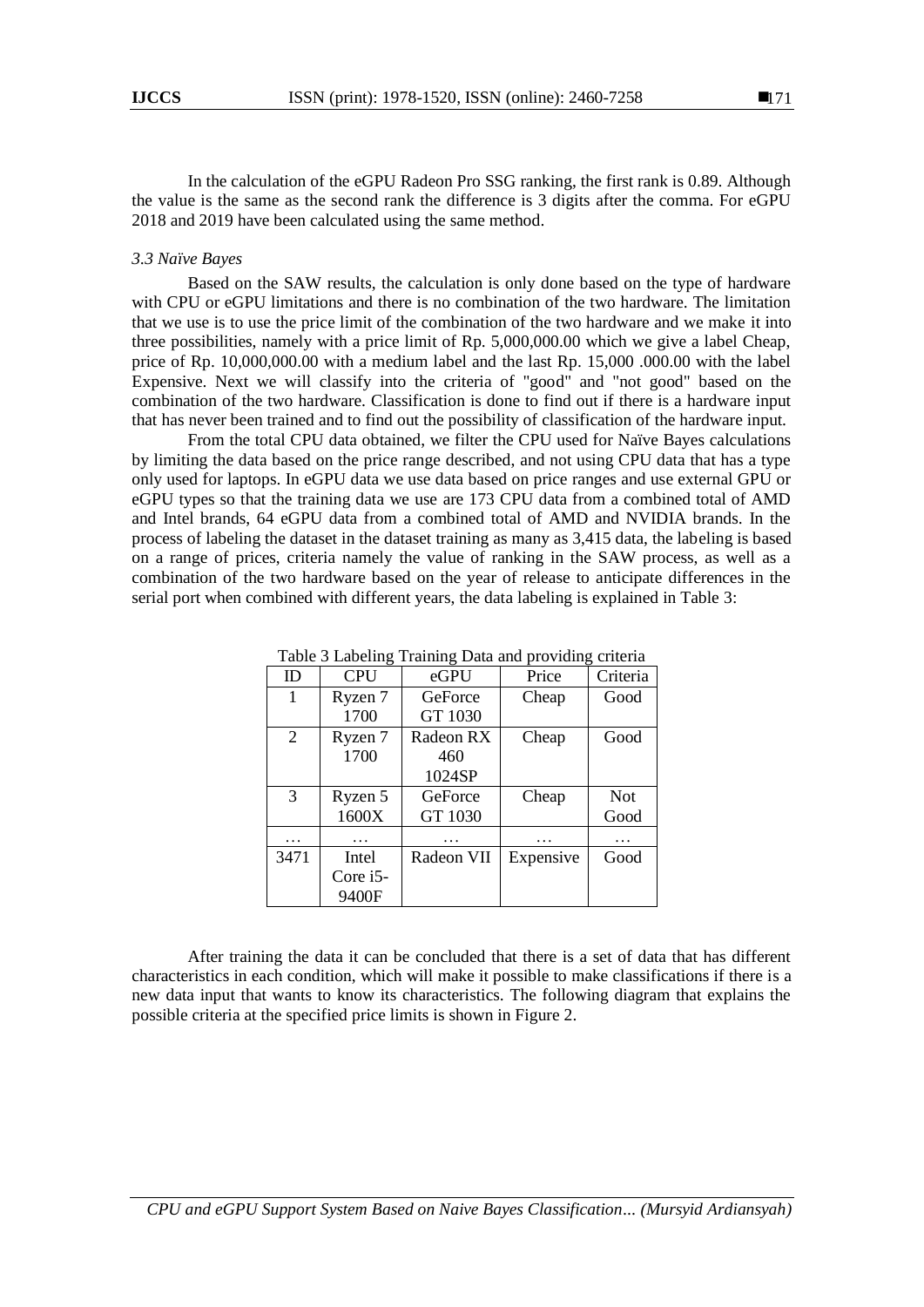In the calculation of the eGPU Radeon Pro SSG ranking, the first rank is 0.89. Although the value is the same as the second rank the difference is 3 digits after the comma. For eGPU 2018 and 2019 have been calculated using the same method.

### *3.3 Naïve Bayes*

Based on the SAW results, the calculation is only done based on the type of hardware with CPU or eGPU limitations and there is no combination of the two hardware. The limitation that we use is to use the price limit of the combination of the two hardware and we make it into three possibilities, namely with a price limit of Rp. 5,000,000.00 which we give a label Cheap, price of Rp. 10,000,000.00 with a medium label and the last Rp. 15,000 .000.00 with the label Expensive. Next we will classify into the criteria of "good" and "not good" based on the combination of the two hardware. Classification is done to find out if there is a hardware input that has never been trained and to find out the possibility of classification of the hardware input.

From the total CPU data obtained, we filter the CPU used for Naïve Bayes calculations by limiting the data based on the price range described, and not using CPU data that has a type only used for laptops. In eGPU data we use data based on price ranges and use external GPU or eGPU types so that the training data we use are 173 CPU data from a combined total of AMD and Intel brands, 64 eGPU data from a combined total of AMD and NVIDIA brands. In the process of labeling the dataset in the dataset training as many as 3,415 data, the labeling is based on a range of prices, criteria namely the value of ranking in the SAW process, as well as a combination of the two hardware based on the year of release to anticipate differences in the serial port when combined with different years, the data labeling is explained in Table 3:

Table 3 Labeling Training Data and providing criteria

| ID | CPU | eGPU | Price | Criteria |
|---|---|---|---|---|
| 1 | Ryzen 7 1700 | GeForce GT 1030 | Cheap | Good |
| 2 | Ryzen 7 1700 | Radeon RX 460 1024SP | Cheap | Good |
| 3 | Ryzen 5 1600X | GeForce GT 1030 | Cheap | Not Good |
| … | … | … | … | … |
| 3471 | Intel Core i5-9400F | Radeon VII | Expensive | Good |

After training the data it can be concluded that there is a set of data that has different characteristics in each condition, which will make it possible to make classifications if there is a new data input that wants to know its characteristics. The following diagram that explains the possible criteria at the specified price limits is shown in Figure 2.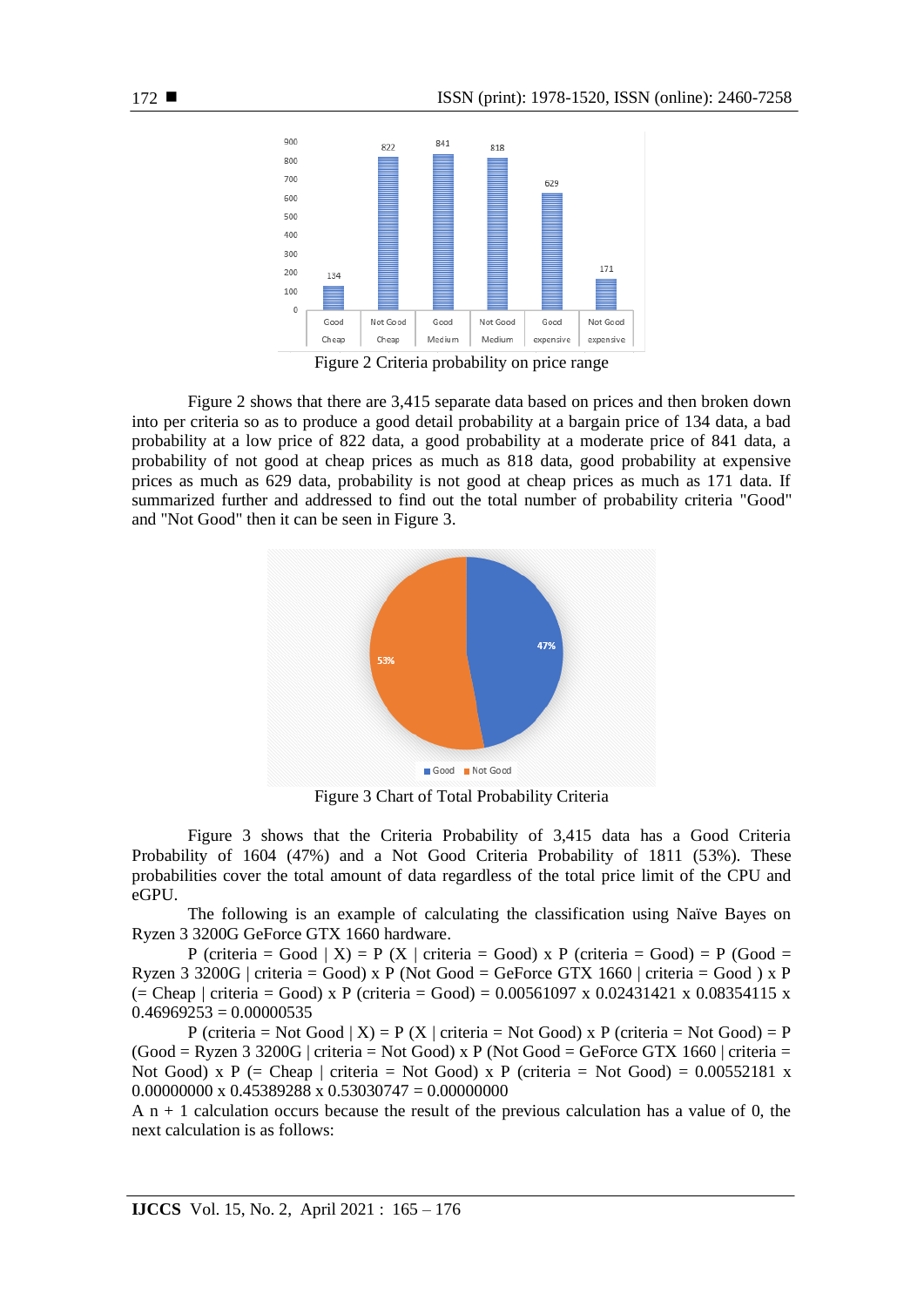Figure 2 Criteria probability on price range

Figure 2 shows that there are 3,415 separate data based on prices and then broken down into per criteria so as to produce a good detail probability at a bargain price of 134 data, a bad probability at a low price of 822 data, a good probability at a moderate price of 841 data, a probability of not good at cheap prices as much as 818 data, good probability at expensive prices as much as 629 data, probability is not good at cheap prices as much as 171 data. If summarized further and addressed to find out the total number of probability criteria "Good" and "Not Good" then it can be seen in Figure 3.

Figure 3 Chart of Total Probability Criteria

Figure 3 shows that the Criteria Probability of 3,415 data has a Good Criteria Probability of 1604 (47%) and a Not Good Criteria Probability of 1811 (53%). These probabilities cover the total amount of data regardless of the total price limit of the CPU and eGPU.

The following is an example of calculating the classification using Naïve Bayes on Ryzen 3 3200G GeForce GTX 1660 hardware.

P (criteria = Good | X) = P (X | criteria = Good) x P (criteria = Good) = P (Good = Ryzen 3 3200G | criteria = Good) x P (Not Good = GeForce GTX 1660 | criteria = Good ) x P (= Cheap | criteria = Good) x P (criteria = Good) = 0.00561097 x 0.02431421 x 0.08354115 x 0.46969253 = 0.00000535

P (criteria = Not Good | X) = P (X | criteria = Not Good) x P (criteria = Not Good) = P (Good = Ryzen 3 3200G | criteria = Not Good) x P (Not Good = GeForce GTX 1660 | criteria = Not Good) x P (= Cheap | criteria = Not Good) x P (criteria = Not Good) = 0.00552181 x 0.00000000 x 0.45389288 x 0.53030747 = 0.00000000

A n + 1 calculation occurs because the result of the previous calculation has a value of 0, the next calculation is as follows: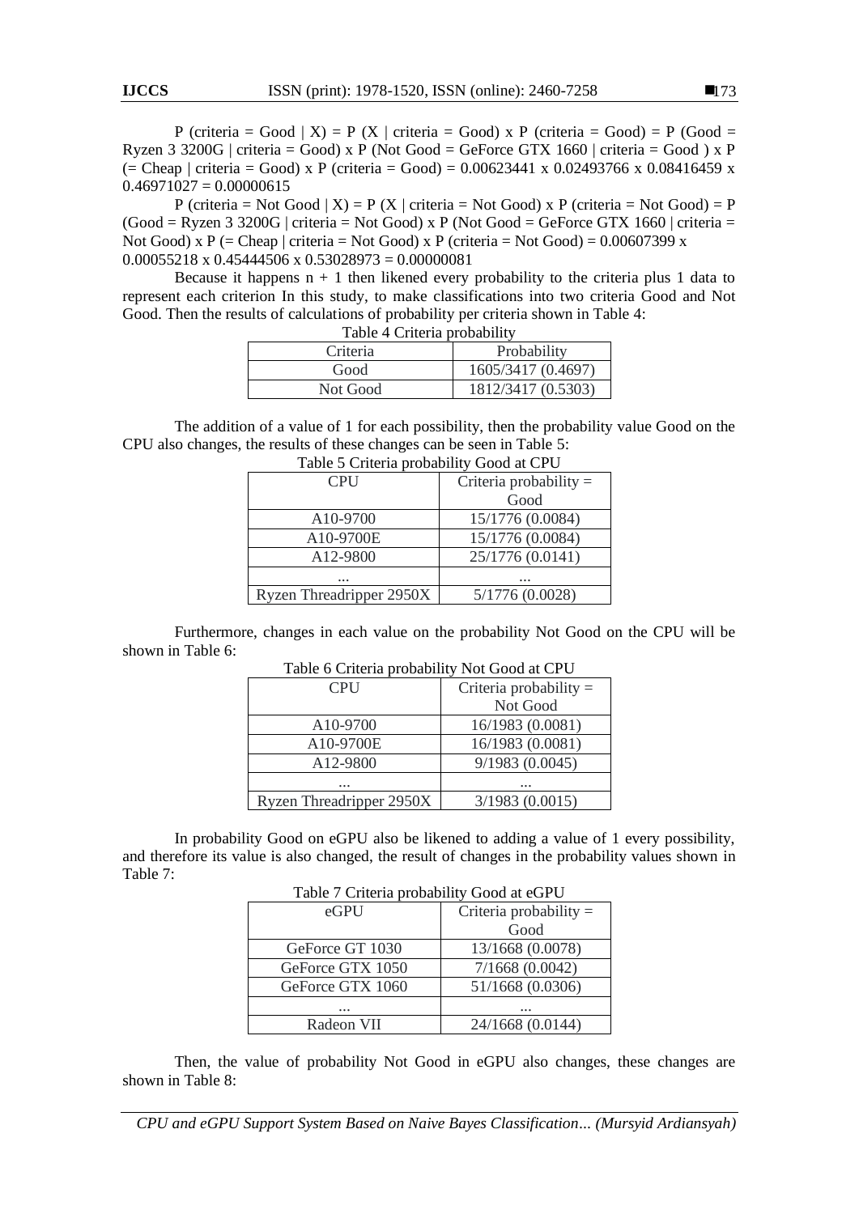P (criteria = Good | X) = P (X | criteria = Good) x P (criteria = Good) = P (Good = Ryzen 3 3200G | criteria = Good) x P (Not Good = GeForce GTX 1660 | criteria = Good ) x P (= Cheap | criteria = Good) x P (criteria = Good) = 0.00623441 x 0.02493766 x 0.08416459 x 0.46971027 = 0.00000615

P (criteria = Not Good | X) = P (X | criteria = Not Good) x P (criteria = Not Good) = P (Good = Ryzen 3 3200G | criteria = Not Good) x P (Not Good = GeForce GTX 1660 | criteria = Not Good) x P (= Cheap | criteria = Not Good) x P (criteria = Not Good) = 0.00607399 x 0.00055218 x 0.45444506 x 0.53028973 = 0.00000081

Because it happens n + 1 then likened every probability to the criteria plus 1 data to represent each criterion In this study, to make classifications into two criteria Good and Not Good. Then the results of calculations of probability per criteria shown in Table 4:

Table 4 Criteria probability

| Criteria | Probability |
|---|---|
| Good | 1605/3417 (0.4697) |
| Not Good | 1812/3417 (0.5303) |

The addition of a value of 1 for each possibility, then the probability value Good on the CPU also changes, the results of these changes can be seen in Table 5:

Table 5 Criteria probability Good at CPU

| CPU | Criteria probability = Good |
|---|---|
| A10-9700 | 15/1776 (0.0084) |
| A10-9700E | 15/1776 (0.0084) |
| A12-9800 | 25/1776 (0.0141) |
| ... | ... |
| Ryzen Threadripper 2950X | 5/1776 (0.0028) |

Furthermore, changes in each value on the probability Not Good on the CPU will be shown in Table 6:

Table 6 Criteria probability Not Good at CPU

| CPU | Criteria probability = Not Good |
|---|---|
| A10-9700 | 16/1983 (0.0081) |
| A10-9700E | 16/1983 (0.0081) |
| A12-9800 | 9/1983 (0.0045) |
| ... | ... |
| Ryzen Threadripper 2950X | 3/1983 (0.0015) |

In probability Good on eGPU also be likened to adding a value of 1 every possibility, and therefore its value is also changed, the result of changes in the probability values shown in Table 7:

Table 7 Criteria probability Good at eGPU

| eGPU | Criteria probability = Good |
|---|---|
| GeForce GT 1030 | 13/1668 (0.0078) |
| GeForce GTX 1050 | 7/1668 (0.0042) |
| GeForce GTX 1060 | 51/1668 (0.0306) |
| ... | ... |
| Radeon VII | 24/1668 (0.0144) |

Then, the value of probability Not Good in eGPU also changes, these changes are shown in Table 8: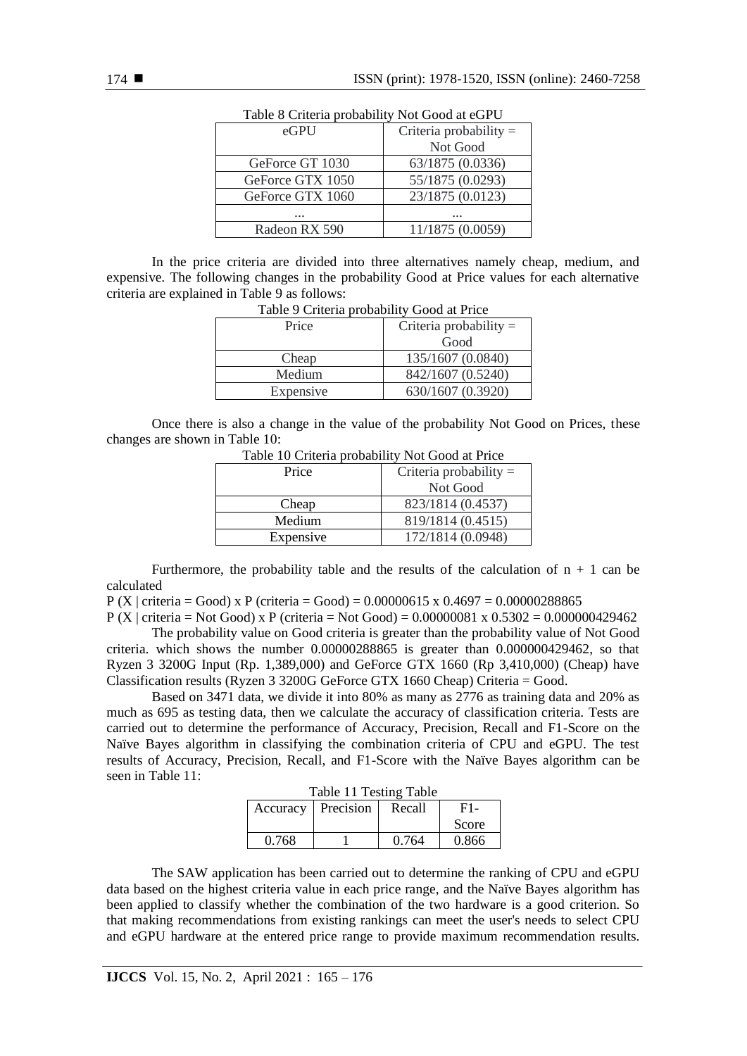Table 8 Criteria probability Not Good at eGPU

| eGPU | Criteria probability = Not Good |
|---|---|
| GeForce GT 1030 | 63/1875 (0.0336) |
| GeForce GTX 1050 | 55/1875 (0.0293) |
| GeForce GTX 1060 | 23/1875 (0.0123) |
| ... | ... |
| Radeon RX 590 | 11/1875 (0.0059) |

In the price criteria are divided into three alternatives namely cheap, medium, and expensive. The following changes in the probability Good at Price values for each alternative criteria are explained in Table 9 as follows:

Table 9 Criteria probability Good at Price

| Price | Criteria probability = Good |
|---|---|
| Cheap | 135/1607 (0.0840) |
| Medium | 842/1607 (0.5240) |
| Expensive | 630/1607 (0.3920) |

Once there is also a change in the value of the probability Not Good on Prices, these changes are shown in Table 10:

Table 10 Criteria probability Not Good at Price

| Price | Criteria probability = Not Good |
|---|---|
| Cheap | 823/1814 (0.4537) |
| Medium | 819/1814 (0.4515) |
| Expensive | 172/1814 (0.0948) |

Furthermore, the probability table and the results of the calculation of n + 1 can be calculated

P (X | criteria = Good) x P (criteria = Good) = 0.00000615 x 0.4697 = 0.00000288865

P (X | criteria = Not Good) x P (criteria = Not Good) = 0.00000081 x 0.5302 = 0.000000429462

The probability value on Good criteria is greater than the probability value of Not Good criteria. which shows the number 0.00000288865 is greater than 0.000000429462, so that Ryzen 3 3200G Input (Rp. 1,389,000) and GeForce GTX 1660 (Rp 3,410,000) (Cheap) have Classification results (Ryzen 3 3200G GeForce GTX 1660 Cheap) Criteria = Good.

Based on 3471 data, we divide it into 80% as many as 2776 as training data and 20% as much as 695 as testing data, then we calculate the accuracy of classification criteria. Tests are carried out to determine the performance of Accuracy, Precision, Recall and F1-Score on the Naïve Bayes algorithm in classifying the combination criteria of CPU and eGPU. The test results of Accuracy, Precision, Recall, and F1-Score with the Naïve Bayes algorithm can be seen in Table 11:

Table 11 Testing Table

| Accuracy | Precision | Recall | F1-Score |
|---|---|---|---|
| 0.768 | 1 | 0.764 | 0.866 |

The SAW application has been carried out to determine the ranking of CPU and eGPU data based on the highest criteria value in each price range, and the Naïve Bayes algorithm has been applied to classify whether the combination of the two hardware is a good criterion. So that making recommendations from existing rankings can meet the user's needs to select CPU and eGPU hardware at the entered price range to provide maximum recommendation results.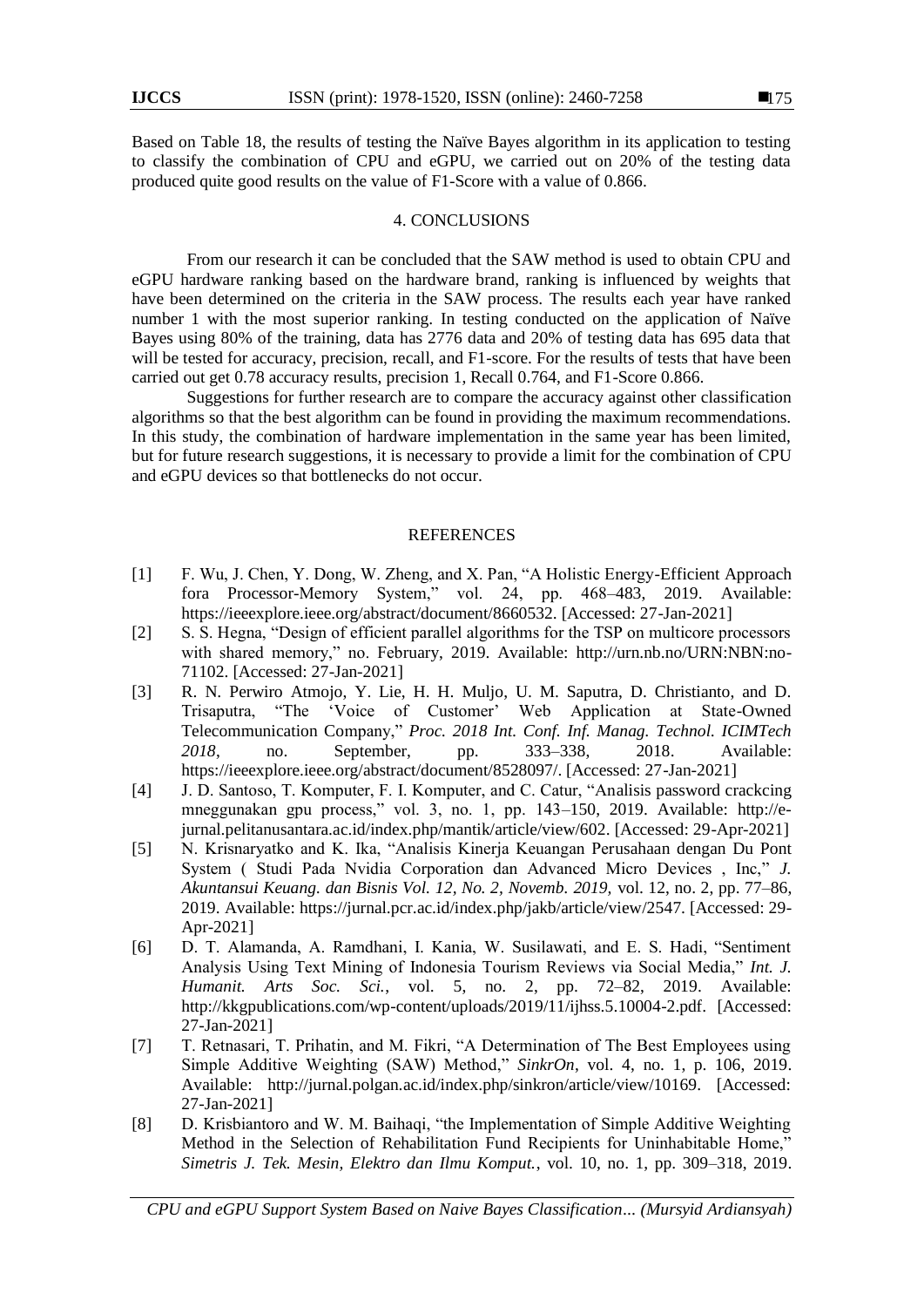Based on Table 18, the results of testing the Naïve Bayes algorithm in its application to testing to classify the combination of CPU and eGPU, we carried out on 20% of the testing data produced quite good results on the value of F1-Score with a value of 0.866.

## 4. CONCLUSIONS

From our research it can be concluded that the SAW method is used to obtain CPU and eGPU hardware ranking based on the hardware brand, ranking is influenced by weights that have been determined on the criteria in the SAW process. The results each year have ranked number 1 with the most superior ranking. In testing conducted on the application of Naïve Bayes using 80% of the training, data has 2776 data and 20% of testing data has 695 data that will be tested for accuracy, precision, recall, and F1-score. For the results of tests that have been carried out get 0.78 accuracy results, precision 1, Recall 0.764, and F1-Score 0.866.

Suggestions for further research are to compare the accuracy against other classification algorithms so that the best algorithm can be found in providing the maximum recommendations. In this study, the combination of hardware implementation in the same year has been limited, but for future research suggestions, it is necessary to provide a limit for the combination of CPU and eGPU devices so that bottlenecks do not occur.

## REFERENCES

[1] F. Wu, J. Chen, Y. Dong, W. Zheng, and X. Pan, "A Holistic Energy-Efficient Approach fora Processor-Memory System," vol. 24, pp. 468–483, 2019. Available: https://ieeexplore.ieee.org/abstract/document/8660532. [Accessed: 27-Jan-2021]

[2] S. S. Hegna, "Design of efficient parallel algorithms for the TSP on multicore processors with shared memory," no. February, 2019. Available: http://urn.nb.no/URN:NBN:no-71102. [Accessed: 27-Jan-2021]

[3] R. N. Perwiro Atmojo, Y. Lie, H. H. Muljo, U. M. Saputra, D. Christianto, and D. Trisaputra, "The 'Voice of Customer' Web Application at State-Owned Telecommunication Company," *Proc. 2018 Int. Conf. Inf. Manag. Technol. ICIMTech 2018*, no. September, pp. 333–338, 2018. Available: https://ieeexplore.ieee.org/abstract/document/8528097/. [Accessed: 27-Jan-2021]

[4] J. D. Santoso, T. Komputer, F. I. Komputer, and C. Catur, "Analisis password crackcing mneggunakan gpu process," vol. 3, no. 1, pp. 143–150, 2019. Available: http://e-jurnal.pelitanusantara.ac.id/index.php/mantik/article/view/602. [Accessed: 29-Apr-2021]

[5] N. Krisnaryatko and K. Ika, "Analisis Kinerja Keuangan Perusahaan dengan Du Pont System ( Studi Pada Nvidia Corporation dan Advanced Micro Devices , Inc," *J. Akuntansui Keuang. dan Bisnis Vol. 12, No. 2, Novemb. 2019*, vol. 12, no. 2, pp. 77–86, 2019. Available: https://jurnal.pcr.ac.id/index.php/jakb/article/view/2547. [Accessed: 29-Apr-2021]

[6] D. T. Alamanda, A. Ramdhani, I. Kania, W. Susilawati, and E. S. Hadi, "Sentiment Analysis Using Text Mining of Indonesia Tourism Reviews via Social Media," *Int. J. Humanit. Arts Soc. Sci.*, vol. 5, no. 2, pp. 72–82, 2019. Available: http://kkgpublications.com/wp-content/uploads/2019/11/ijhss.5.10004-2.pdf. [Accessed: 27-Jan-2021]

[7] T. Retnasari, T. Prihatin, and M. Fikri, "A Determination of The Best Employees using Simple Additive Weighting (SAW) Method," *SinkrOn*, vol. 4, no. 1, p. 106, 2019. Available: http://jurnal.polgan.ac.id/index.php/sinkron/article/view/10169. [Accessed: 27-Jan-2021]

[8] D. Krisbiantoro and W. M. Baihaqi, "the Implementation of Simple Additive Weighting Method in the Selection of Rehabilitation Fund Recipients for Uninhabitable Home," *Simetris J. Tek. Mesin, Elektro dan Ilmu Komput.*, vol. 10, no. 1, pp. 309–318, 2019.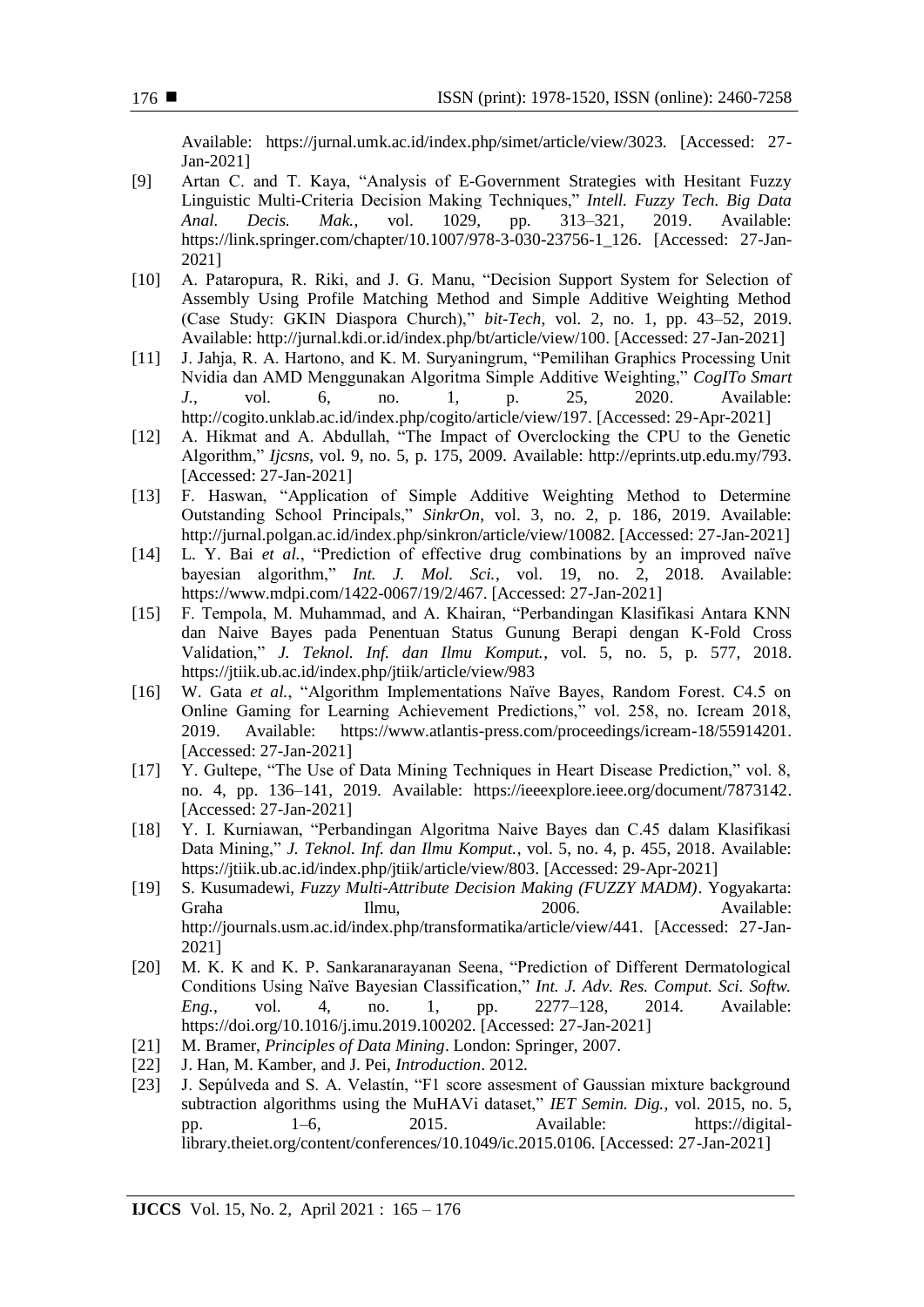Available: https://jurnal.umk.ac.id/index.php/simet/article/view/3023. [Accessed: 27-Jan-2021]

[9] Artan C. and T. Kaya, "Analysis of E-Government Strategies with Hesitant Fuzzy Linguistic Multi-Criteria Decision Making Techniques," *Intell. Fuzzy Tech. Big Data Anal. Decis. Mak.*, vol. 1029, pp. 313–321, 2019. Available: https://link.springer.com/chapter/10.1007/978-3-030-23756-1_126. [Accessed: 27-Jan-2021]

[10] A. Pataropura, R. Riki, and J. G. Manu, "Decision Support System for Selection of Assembly Using Profile Matching Method and Simple Additive Weighting Method (Case Study: GKIN Diaspora Church)," *bit-Tech*, vol. 2, no. 1, pp. 43–52, 2019. Available: http://jurnal.kdi.or.id/index.php/bt/article/view/100. [Accessed: 27-Jan-2021]

[11] J. Jahja, R. A. Hartono, and K. M. Suryaningrum, "Pemilihan Graphics Processing Unit Nvidia dan AMD Menggunakan Algoritma Simple Additive Weighting," *CogITo Smart J.*, vol. 6, no. 1, p. 25, 2020. Available: http://cogito.unklab.ac.id/index.php/cogito/article/view/197. [Accessed: 29-Apr-2021]

[12] A. Hikmat and A. Abdullah, "The Impact of Overclocking the CPU to the Genetic Algorithm," *Ijcsns*, vol. 9, no. 5, p. 175, 2009. Available: http://eprints.utp.edu.my/793. [Accessed: 27-Jan-2021]

[13] F. Haswan, "Application of Simple Additive Weighting Method to Determine Outstanding School Principals," *SinkrOn*, vol. 3, no. 2, p. 186, 2019. Available: http://jurnal.polgan.ac.id/index.php/sinkron/article/view/10082. [Accessed: 27-Jan-2021]

[14] L. Y. Bai *et al.*, "Prediction of effective drug combinations by an improved naïve bayesian algorithm," *Int. J. Mol. Sci.*, vol. 19, no. 2, 2018. Available: https://www.mdpi.com/1422-0067/19/2/467. [Accessed: 27-Jan-2021]

[15] F. Tempola, M. Muhammad, and A. Khairan, "Perbandingan Klasifikasi Antara KNN dan Naive Bayes pada Penentuan Status Gunung Berapi dengan K-Fold Cross Validation," *J. Teknol. Inf. dan Ilmu Komput.*, vol. 5, no. 5, p. 577, 2018. https://jtiik.ub.ac.id/index.php/jtiik/article/view/983

[16] W. Gata *et al.*, "Algorithm Implementations Naïve Bayes, Random Forest. C4.5 on Online Gaming for Learning Achievement Predictions," vol. 258, no. Icream 2018, 2019. Available: https://www.atlantis-press.com/proceedings/icream-18/55914201. [Accessed: 27-Jan-2021]

[17] Y. Gultepe, "The Use of Data Mining Techniques in Heart Disease Prediction," vol. 8, no. 4, pp. 136–141, 2019. Available: https://ieeexplore.ieee.org/document/7873142. [Accessed: 27-Jan-2021]

[18] Y. I. Kurniawan, "Perbandingan Algoritma Naive Bayes dan C.45 dalam Klasifikasi Data Mining," *J. Teknol. Inf. dan Ilmu Komput.*, vol. 5, no. 4, p. 455, 2018. Available: https://jtiik.ub.ac.id/index.php/jtiik/article/view/803. [Accessed: 29-Apr-2021]

[19] S. Kusumadewi, *Fuzzy Multi-Attribute Decision Making (FUZZY MADM)*. Yogyakarta: Graha Ilmu, 2006. Available: http://journals.usm.ac.id/index.php/transformatika/article/view/441. [Accessed: 27-Jan-2021]

[20] M. K. K and K. P. Sankaranarayanan Seena, "Prediction of Different Dermatological Conditions Using Naïve Bayesian Classification," *Int. J. Adv. Res. Comput. Sci. Softw. Eng.*, vol. 4, no. 1, pp. 2277–128, 2014. Available: https://doi.org/10.1016/j.imu.2019.100202. [Accessed: 27-Jan-2021]

[21] M. Bramer, *Principles of Data Mining*. London: Springer, 2007.

[22] J. Han, M. Kamber, and J. Pei, *Introduction*. 2012.

[23] J. Sepúlveda and S. A. Velastín, "F1 score assesment of Gaussian mixture background subtraction algorithms using the MuHAVi dataset," *IET Semin. Dig.*, vol. 2015, no. 5, pp. 1–6, 2015. Available: https://digital-library.theiet.org/content/conferences/10.1049/ic.2015.0106. [Accessed: 27-Jan-2021]